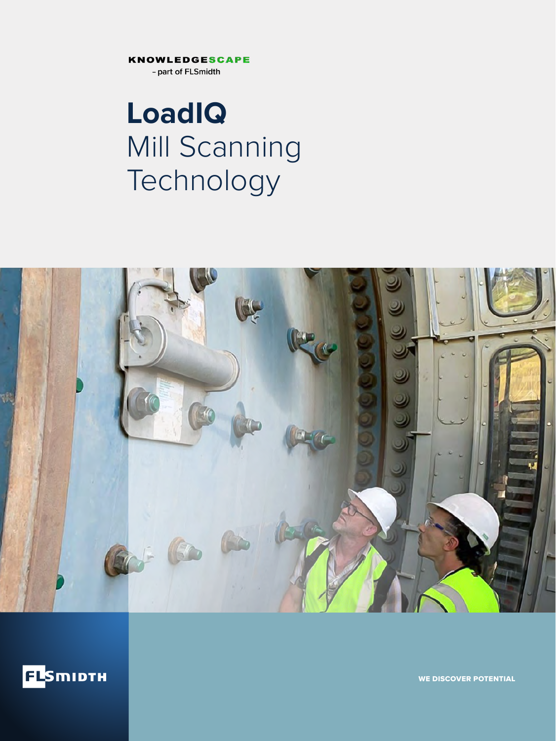KNOWLEDGESCAPE
– part of FLSmidth

# LoadIQ
Mill Scanning Technology

FLSMIDTH

WE DISCOVER POTENTIAL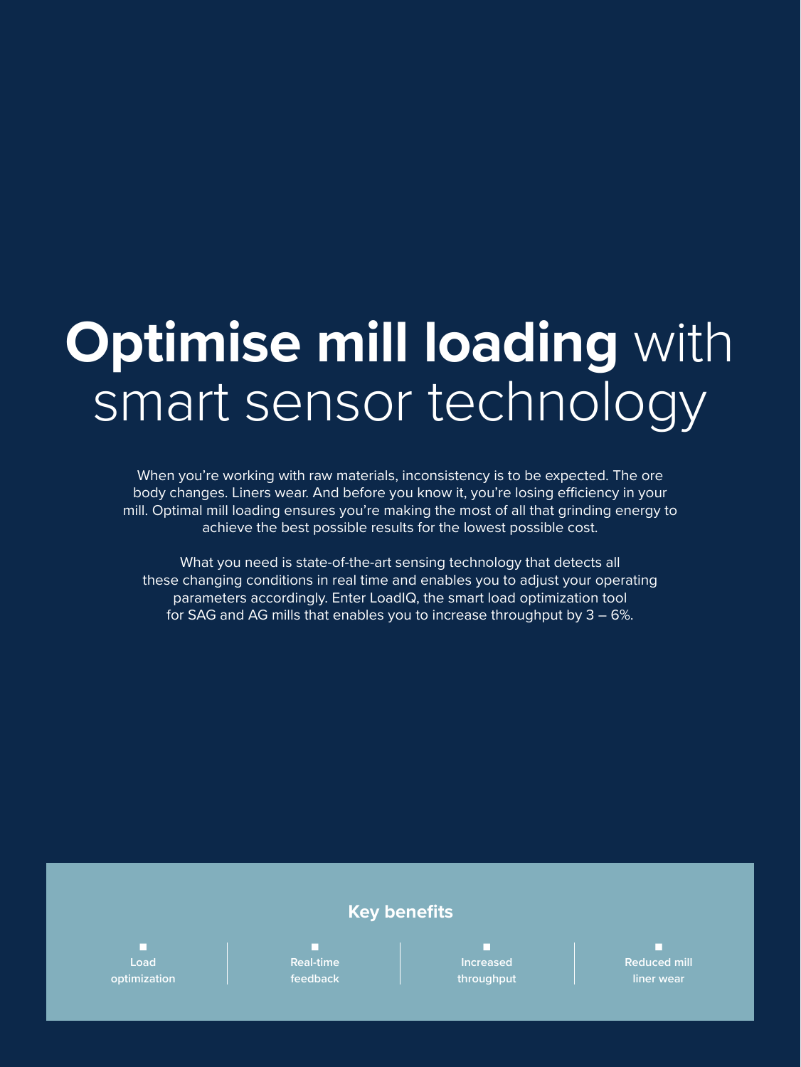# **Optimise mill loading** with smart sensor technology

When you're working with raw materials, inconsistency is to be expected. The ore body changes. Liners wear. And before you know it, you're losing efficiency in your mill. Optimal mill loading ensures you're making the most of all that grinding energy to achieve the best possible results for the lowest possible cost.

What you need is state-of-the-art sensing technology that detects all these changing conditions in real time and enables you to adjust your operating parameters accordingly. Enter LoadIQ, the smart load optimization tool for SAG and AG mills that enables you to increase throughput by 3 – 6%.

## Key benefits

- **Load optimization**
- **Real-time feedback**
- **Increased throughput**
- **Reduced mill liner wear**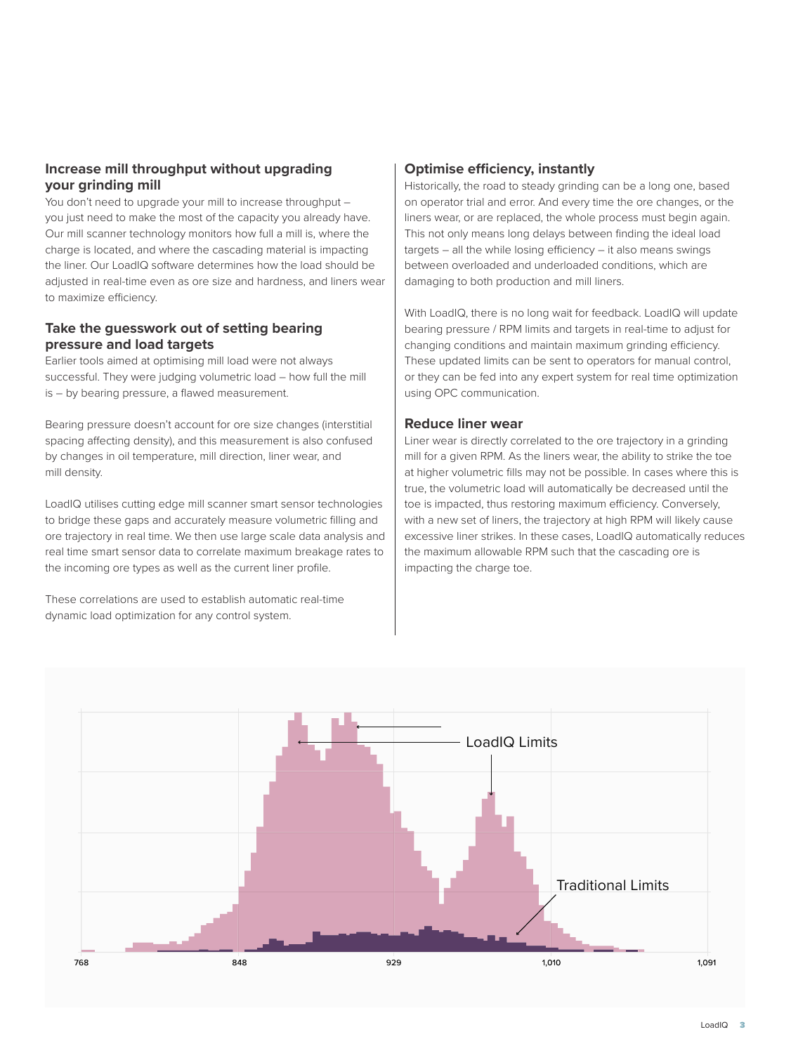## Increase mill throughput without upgrading your grinding mill

You don't need to upgrade your mill to increase throughput – you just need to make the most of the capacity you already have. Our mill scanner technology monitors how full a mill is, where the charge is located, and where the cascading material is impacting the liner. Our LoadIQ software determines how the load should be adjusted in real-time even as ore size and hardness, and liners wear to maximize efficiency.

## Take the guesswork out of setting bearing pressure and load targets

Earlier tools aimed at optimising mill load were not always successful. They were judging volumetric load – how full the mill is – by bearing pressure, a flawed measurement.

Bearing pressure doesn't account for ore size changes (interstitial spacing affecting density), and this measurement is also confused by changes in oil temperature, mill direction, liner wear, and mill density.

LoadIQ utilises cutting edge mill scanner smart sensor technologies to bridge these gaps and accurately measure volumetric filling and ore trajectory in real time. We then use large scale data analysis and real time smart sensor data to correlate maximum breakage rates to the incoming ore types as well as the current liner profile.

These correlations are used to establish automatic real-time dynamic load optimization for any control system.

## Optimise efficiency, instantly

Historically, the road to steady grinding can be a long one, based on operator trial and error. And every time the ore changes, or the liners wear, or are replaced, the whole process must begin again. This not only means long delays between finding the ideal load targets – all the while losing efficiency – it also means swings between overloaded and underloaded conditions, which are damaging to both production and mill liners.

With LoadIQ, there is no long wait for feedback. LoadIQ will update bearing pressure / RPM limits and targets in real-time to adjust for changing conditions and maintain maximum grinding efficiency. These updated limits can be sent to operators for manual control, or they can be fed into any expert system for real time optimization using OPC communication.

## Reduce liner wear

Liner wear is directly correlated to the ore trajectory in a grinding mill for a given RPM. As the liners wear, the ability to strike the toe at higher volumetric fills may not be possible. In cases where this is true, the volumetric load will automatically be decreased until the toe is impacted, thus restoring maximum efficiency. Conversely, with a new set of liners, the trajectory at high RPM will likely cause excessive liner strikes. In these cases, LoadIQ automatically reduces the maximum allowable RPM such that the cascading ore is impacting the charge toe.

LoadIQ Limits

Traditional Limits

768 848 929 1,010 1,091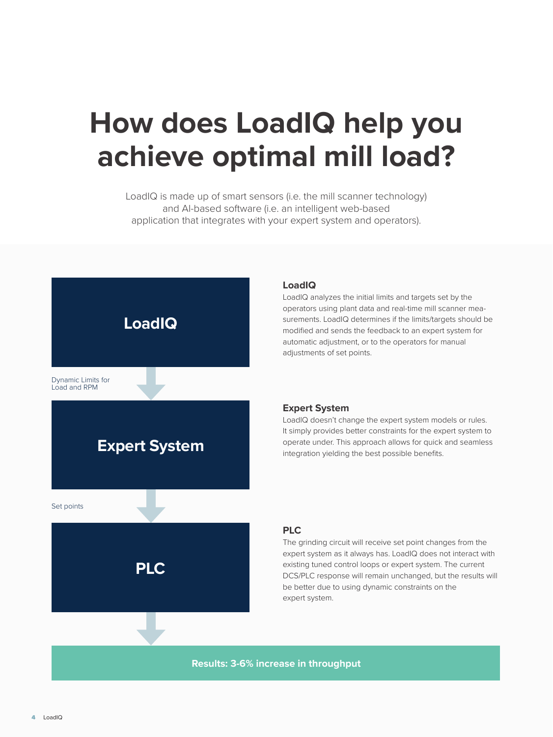# How does LoadIQ help you achieve optimal mill load?

LoadIQ is made up of smart sensors (i.e. the mill scanner technology) and AI-based software (i.e. an intelligent web-based application that integrates with your expert system and operators).

**LoadIQ**

Dynamic Limits for Load and RPM

**Expert System**

Set points

**PLC**

### LoadIQ

LoadIQ analyzes the initial limits and targets set by the operators using plant data and real-time mill scanner measurements. LoadIQ determines if the limits/targets should be modified and sends the feedback to an expert system for automatic adjustment, or to the operators for manual adjustments of set points.

### Expert System

LoadIQ doesn't change the expert system models or rules. It simply provides better constraints for the expert system to operate under. This approach allows for quick and seamless integration yielding the best possible benefits.

### PLC

The grinding circuit will receive set point changes from the expert system as it always has. LoadIQ does not interact with existing tuned control loops or expert system. The current DCS/PLC response will remain unchanged, but the results will be better due to using dynamic constraints on the expert system.

**Results: 3-6% increase in throughput**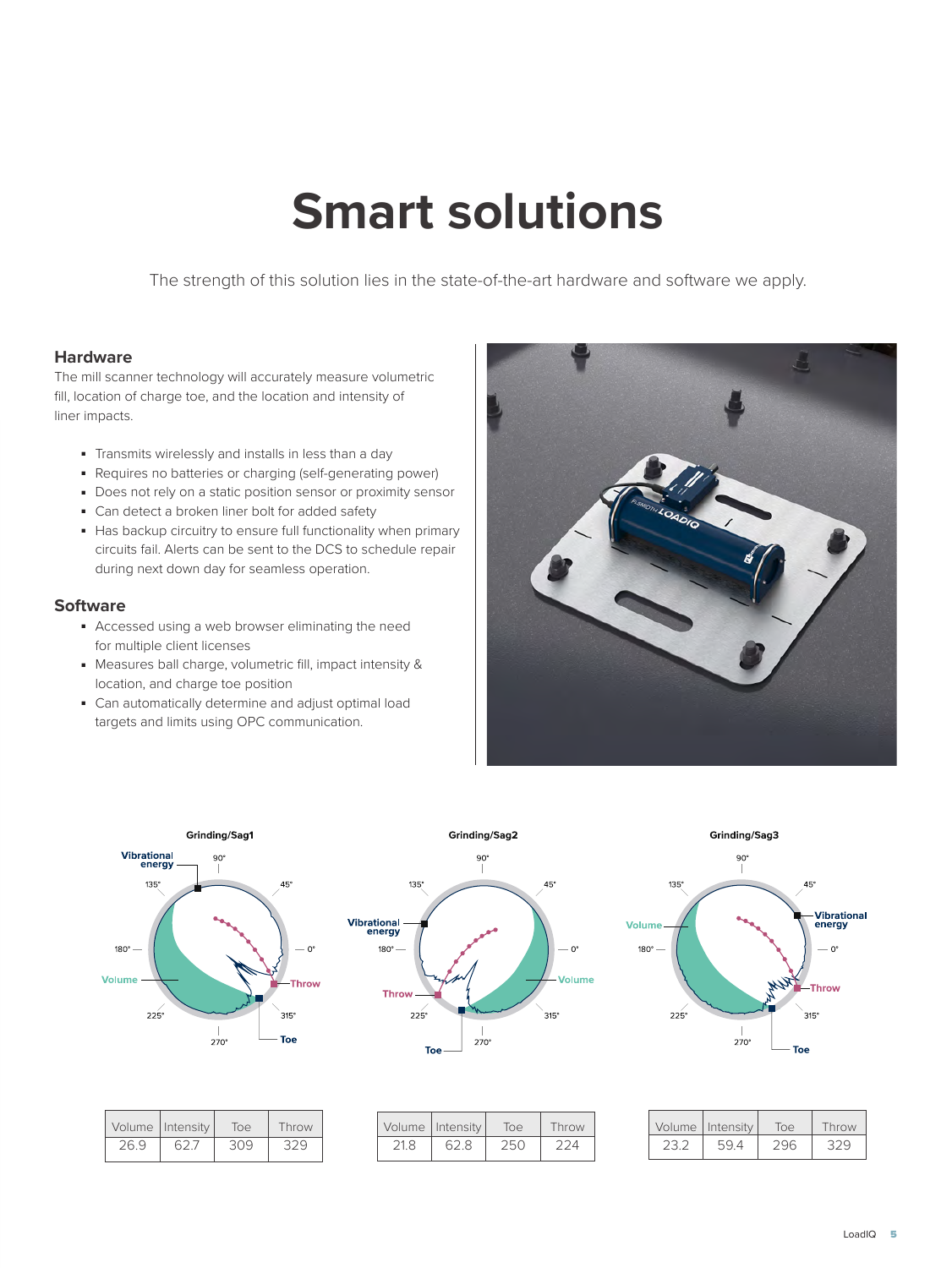# Smart solutions

The strength of this solution lies in the state-of-the-art hardware and software we apply.

## Hardware

The mill scanner technology will accurately measure volumetric fill, location of charge toe, and the location and intensity of liner impacts.

- Transmits wirelessly and installs in less than a day
- Requires no batteries or charging (self-generating power)
- Does not rely on a static position sensor or proximity sensor
- Can detect a broken liner bolt for added safety
- Has backup circuitry to ensure full functionality when primary circuits fail. Alerts can be sent to the DCS to schedule repair during next down day for seamless operation.

## Software

- Accessed using a web browser eliminating the need for multiple client licenses
- Measures ball charge, volumetric fill, impact intensity & location, and charge toe position
- Can automatically determine and adjust optimal load targets and limits using OPC communication.

**Grinding/Sag1**

| Volume | Intensity | Toe | Throw |
|---|---|---|---|
| 26.9 | 62.7 | 309 | 329 |

**Grinding/Sag2**

| Volume | Intensity | Toe | Throw |
|---|---|---|---|
| 21.8 | 62.8 | 250 | 224 |

**Grinding/Sag3**

| Volume | Intensity | Toe | Throw |
|---|---|---|---|
| 23.2 | 59.4 | 296 | 329 |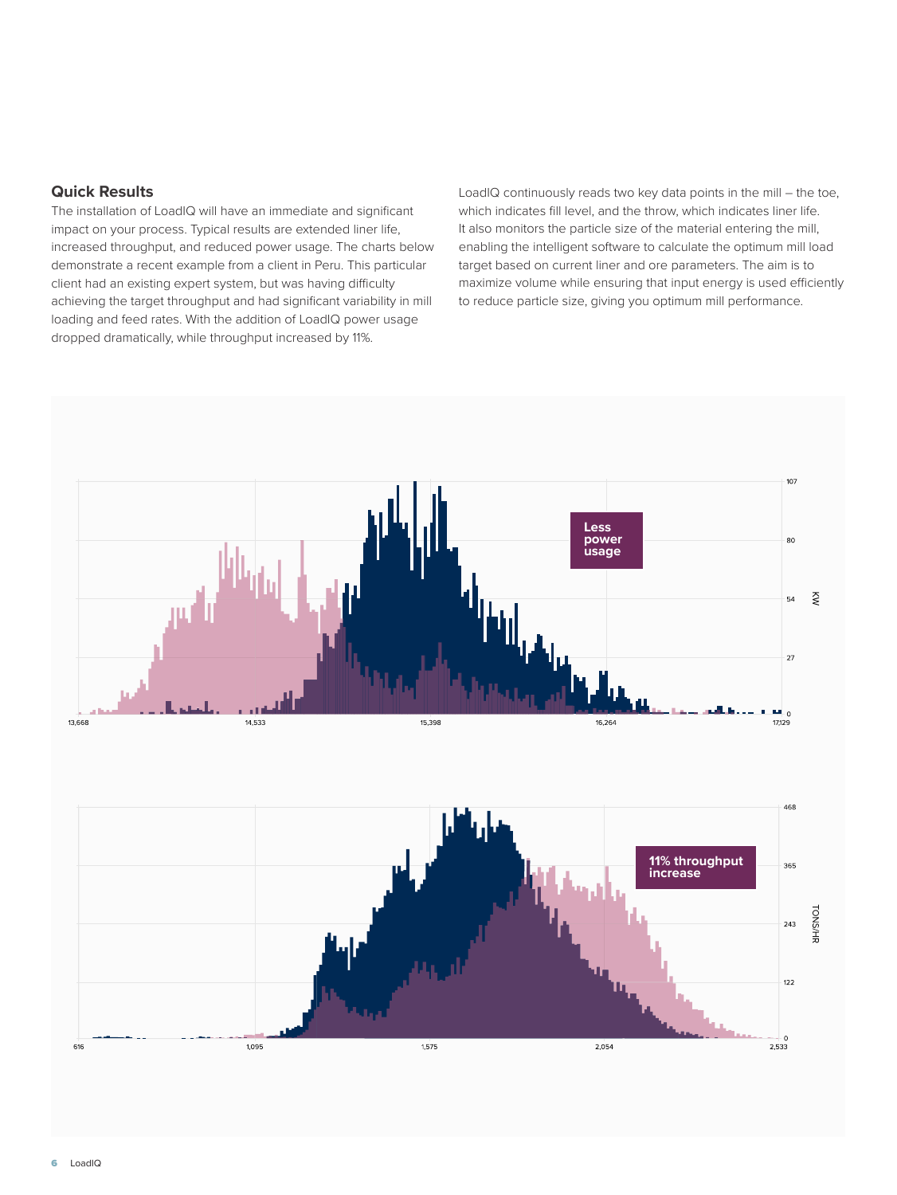## Quick Results

The installation of LoadIQ will have an immediate and significant impact on your process. Typical results are extended liner life, increased throughput, and reduced power usage. The charts below demonstrate a recent example from a client in Peru. This particular client had an existing expert system, but was having difficulty achieving the target throughput and had significant variability in mill loading and feed rates. With the addition of LoadIQ power usage dropped dramatically, while throughput increased by 11%.

LoadIQ continuously reads two key data points in the mill – the toe, which indicates fill level, and the throw, which indicates liner life. It also monitors the particle size of the material entering the mill, enabling the intelligent software to calculate the optimum mill load target based on current liner and ore parameters. The aim is to maximize volume while ensuring that input energy is used efficiently to reduce particle size, giving you optimum mill performance.

Less power usage

KW

13,668 | 14,533 | 15,398 | 16,264 | 17,129

0 | 27 | 54 | 80 | 107

11% throughput increase

TONS/HR

616 | 1,095 | 1,575 | 2,054 | 2,533

0 | 122 | 243 | 365 | 468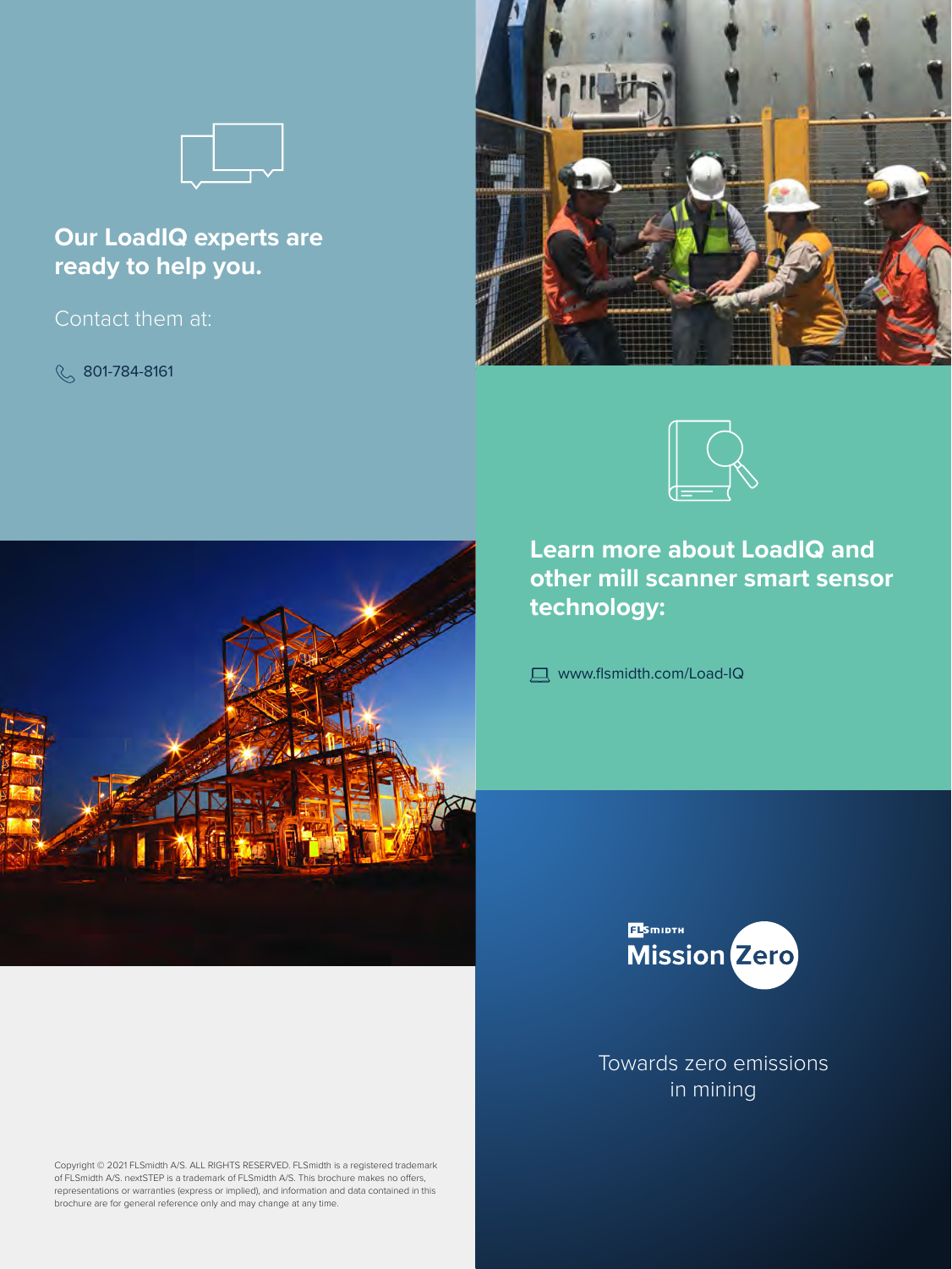## Our LoadIQ experts are ready to help you.

Contact them at:

801-784-8161

## Learn more about LoadIQ and other mill scanner smart sensor technology:

www.flsmidth.com/Load-IQ

FLSmidth Mission Zero

Towards zero emissions in mining

Copyright © 2021 FLSmidth A/S. ALL RIGHTS RESERVED. FLSmidth is a registered trademark of FLSmidth A/S. nextSTEP is a trademark of FLSmidth A/S. This brochure makes no offers, representations or warranties (express or implied), and information and data contained in this brochure are for general reference only and may change at any time.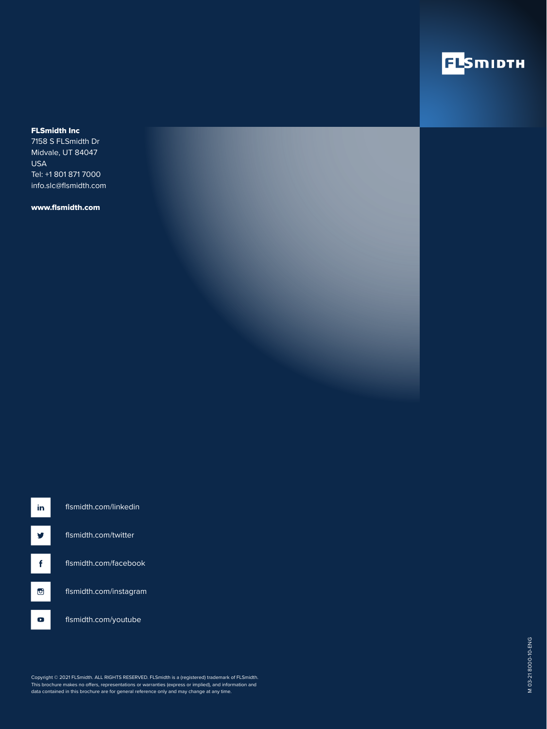FLSMIDTH

**FLSmidth Inc**
7158 S FLSmidth Dr
Midvale, UT 84047
USA
Tel: +1 801 871 7000
info.slc@flsmidth.com

**www.flsmidth.com**

flsmidth.com/linkedin

flsmidth.com/twitter

flsmidth.com/facebook

flsmidth.com/instagram

flsmidth.com/youtube

Copyright © 2021 FLSmidth. ALL RIGHTS RESERVED. FLSmidth is a (registered) trademark of FLSmidth. This brochure makes no offers, representations or warranties (express or implied), and information and data contained in this brochure are for general reference only and may change at any time.

M 03-21 8000-10-ENG